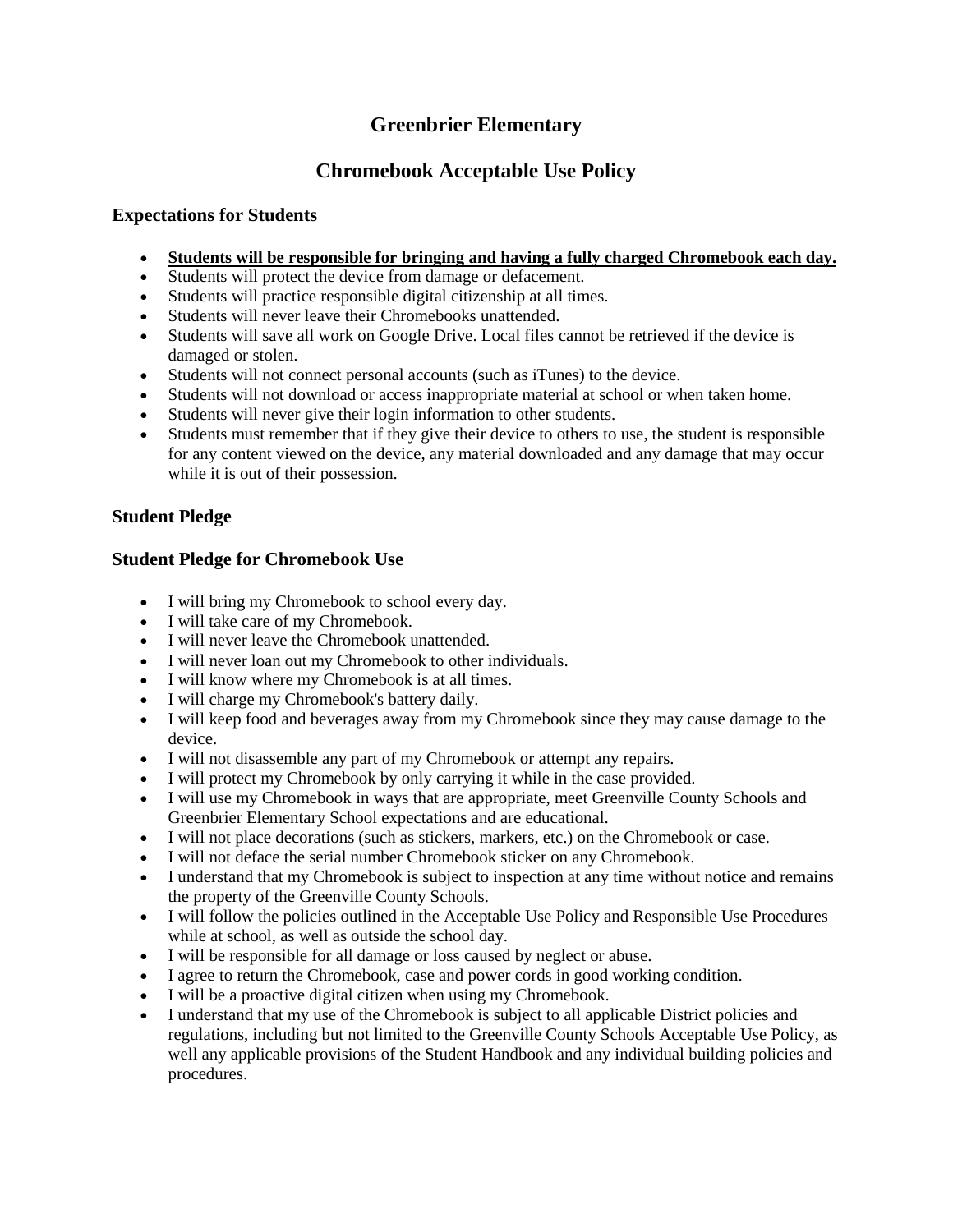# Greenbrier Elementary

# Chromebook Acceptable Use Policy

### Expectations for Students

- **<u>Students will be responsible for bringing and having a fully charged Chromebook each day.</u>**
- Students will protect the device from damage or defacement.
- Students will practice responsible digital citizenship at all times.
- Students will never leave their Chromebooks unattended.
- Students will save all work on Google Drive. Local files cannot be retrieved if the device is damaged or stolen.
- Students will not connect personal accounts (such as iTunes) to the device.
- Students will not download or access inappropriate material at school or when taken home.
- Students will never give their login information to other students.
- Students must remember that if they give their device to others to use, the student is responsible for any content viewed on the device, any material downloaded and any damage that may occur while it is out of their possession.

### Student Pledge

### Student Pledge for Chromebook Use

- I will bring my Chromebook to school every day.
- I will take care of my Chromebook.
- I will never leave the Chromebook unattended.
- I will never loan out my Chromebook to other individuals.
- I will know where my Chromebook is at all times.
- I will charge my Chromebook's battery daily.
- I will keep food and beverages away from my Chromebook since they may cause damage to the device.
- I will not disassemble any part of my Chromebook or attempt any repairs.
- I will protect my Chromebook by only carrying it while in the case provided.
- I will use my Chromebook in ways that are appropriate, meet Greenville County Schools and Greenbrier Elementary School expectations and are educational.
- I will not place decorations (such as stickers, markers, etc.) on the Chromebook or case.
- I will not deface the serial number Chromebook sticker on any Chromebook.
- I understand that my Chromebook is subject to inspection at any time without notice and remains the property of the Greenville County Schools.
- I will follow the policies outlined in the Acceptable Use Policy and Responsible Use Procedures while at school, as well as outside the school day.
- I will be responsible for all damage or loss caused by neglect or abuse.
- I agree to return the Chromebook, case and power cords in good working condition.
- I will be a proactive digital citizen when using my Chromebook.
- I understand that my use of the Chromebook is subject to all applicable District policies and regulations, including but not limited to the Greenville County Schools Acceptable Use Policy, as well any applicable provisions of the Student Handbook and any individual building policies and procedures.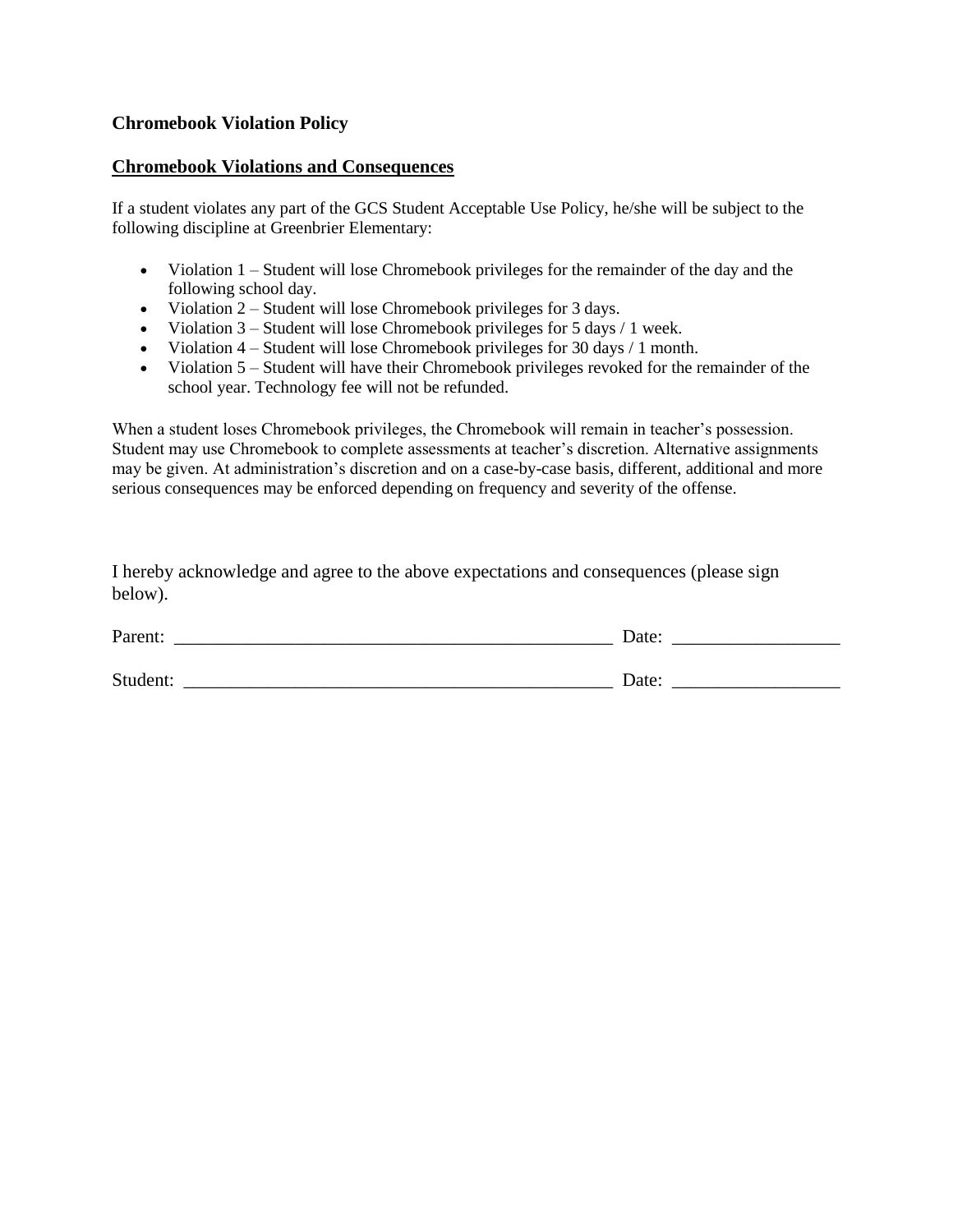**Chromebook Violation Policy**

## Chromebook Violations and Consequences

If a student violates any part of the GCS Student Acceptable Use Policy, he/she will be subject to the following discipline at Greenbrier Elementary:

- Violation 1 – Student will lose Chromebook privileges for the remainder of the day and the following school day.
- Violation 2 – Student will lose Chromebook privileges for 3 days.
- Violation 3 – Student will lose Chromebook privileges for 5 days / 1 week.
- Violation 4 – Student will lose Chromebook privileges for 30 days / 1 month.
- Violation 5 – Student will have their Chromebook privileges revoked for the remainder of the school year. Technology fee will not be refunded.

When a student loses Chromebook privileges, the Chromebook will remain in teacher's possession. Student may use Chromebook to complete assessments at teacher's discretion. Alternative assignments may be given. At administration's discretion and on a case-by-case basis, different, additional and more serious consequences may be enforced depending on frequency and severity of the offense.

I hereby acknowledge and agree to the above expectations and consequences (please sign below).

Parent: _________________________________________________ Date: __________________

Student: ________________________________________________ Date: __________________